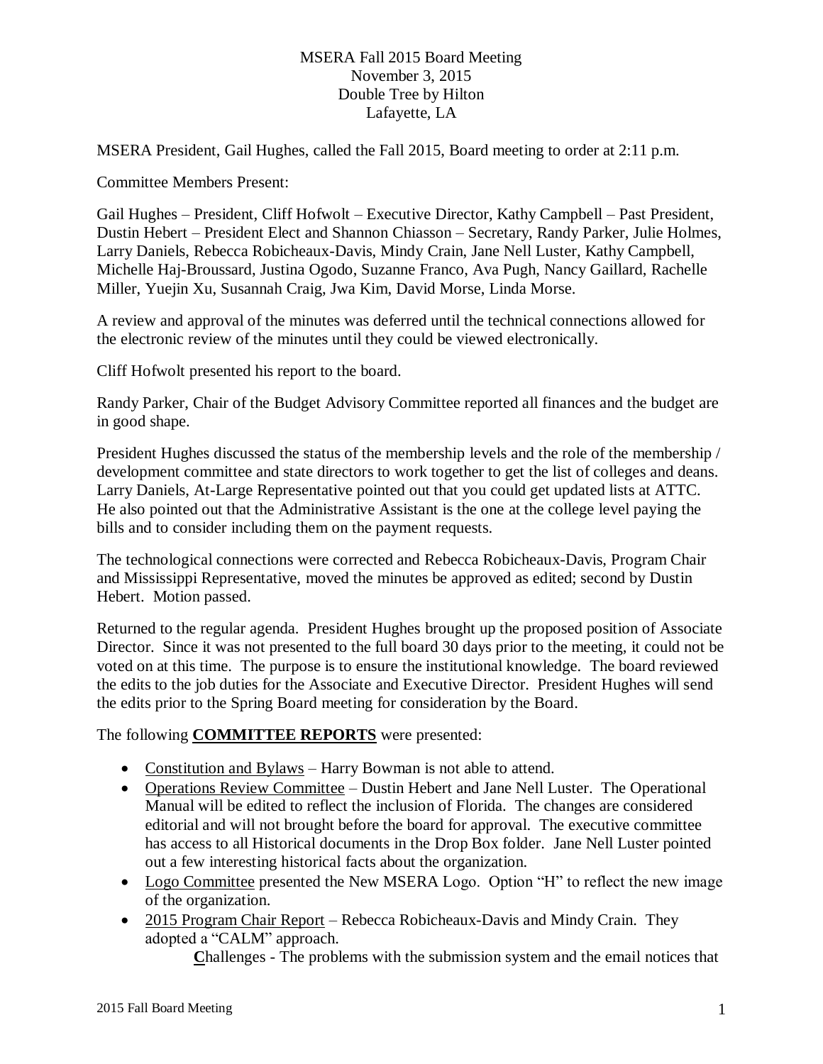MSERA Fall 2015 Board Meeting
November 3, 2015
Double Tree by Hilton
Lafayette, LA

MSERA President, Gail Hughes, called the Fall 2015, Board meeting to order at 2:11 p.m.

Committee Members Present:

Gail Hughes – President, Cliff Hofwolt – Executive Director, Kathy Campbell – Past President, Dustin Hebert – President Elect and Shannon Chiasson – Secretary, Randy Parker, Julie Holmes, Larry Daniels, Rebecca Robicheaux-Davis, Mindy Crain, Jane Nell Luster, Kathy Campbell, Michelle Haj-Broussard, Justina Ogodo, Suzanne Franco, Ava Pugh, Nancy Gaillard, Rachelle Miller, Yuejin Xu, Susannah Craig, Jwa Kim, David Morse, Linda Morse.

A review and approval of the minutes was deferred until the technical connections allowed for the electronic review of the minutes until they could be viewed electronically.

Cliff Hofwolt presented his report to the board.

Randy Parker, Chair of the Budget Advisory Committee reported all finances and the budget are in good shape.

President Hughes discussed the status of the membership levels and the role of the membership / development committee and state directors to work together to get the list of colleges and deans. Larry Daniels, At-Large Representative pointed out that you could get updated lists at ATTC. He also pointed out that the Administrative Assistant is the one at the college level paying the bills and to consider including them on the payment requests.

The technological connections were corrected and Rebecca Robicheaux-Davis, Program Chair and Mississippi Representative, moved the minutes be approved as edited; second by Dustin Hebert. Motion passed.

Returned to the regular agenda. President Hughes brought up the proposed position of Associate Director. Since it was not presented to the full board 30 days prior to the meeting, it could not be voted on at this time. The purpose is to ensure the institutional knowledge. The board reviewed the edits to the job duties for the Associate and Executive Director. President Hughes will send the edits prior to the Spring Board meeting for consideration by the Board.

The following **<u>COMMITTEE REPORTS</u>** were presented:

- <u>Constitution and Bylaws</u> – Harry Bowman is not able to attend.
- <u>Operations Review Committee</u> – Dustin Hebert and Jane Nell Luster. The Operational Manual will be edited to reflect the inclusion of Florida. The changes are considered editorial and will not brought before the board for approval. The executive committee has access to all Historical documents in the Drop Box folder. Jane Nell Luster pointed out a few interesting historical facts about the organization.
- <u>Logo Committee</u> presented the New MSERA Logo. Option "H" to reflect the new image of the organization.
- <u>2015 Program Chair Report</u> – Rebecca Robicheaux-Davis and Mindy Crain. They adopted a "CALM" approach.

  **<u>C</u>**hallenges - The problems with the submission system and the email notices that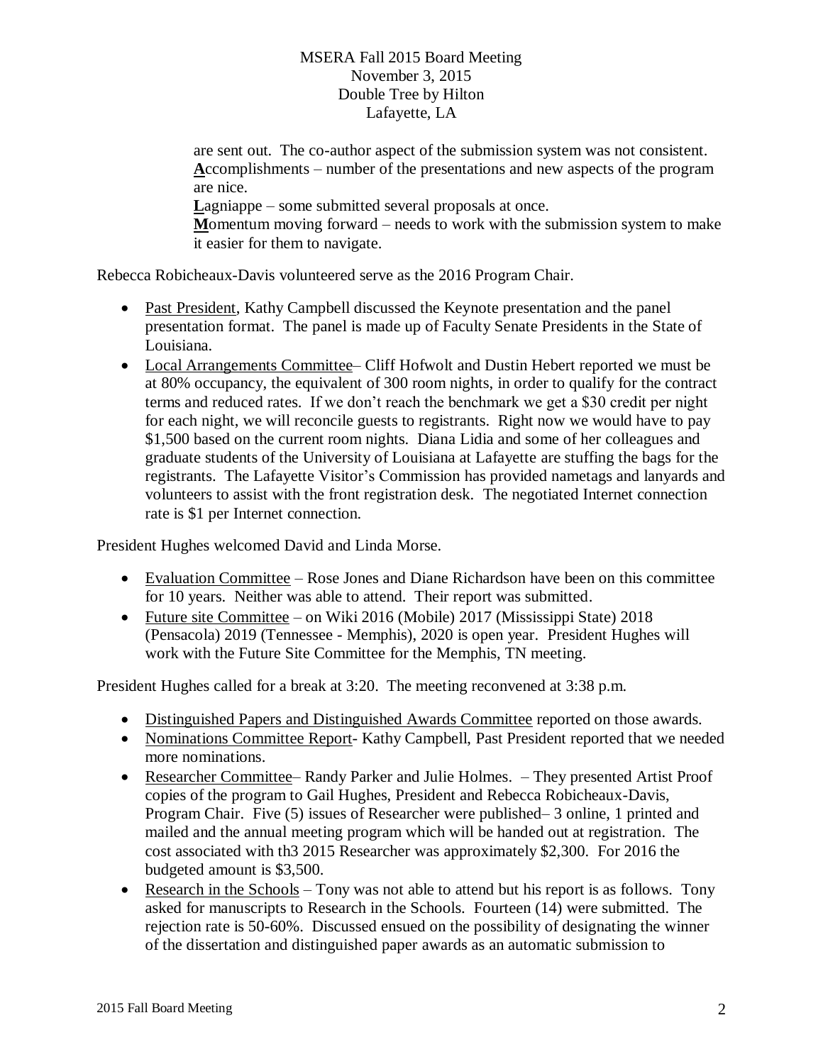are sent out. The co-author aspect of the submission system was not consistent.
**A**ccomplishments – number of the presentations and new aspects of the program are nice.
**L**agniappe – some submitted several proposals at once.
**M**omentum moving forward – needs to work with the submission system to make it easier for them to navigate.

Rebecca Robicheaux-Davis volunteered serve as the 2016 Program Chair.

- Past President, Kathy Campbell discussed the Keynote presentation and the panel presentation format. The panel is made up of Faculty Senate Presidents in the State of Louisiana.
- Local Arrangements Committee– Cliff Hofwolt and Dustin Hebert reported we must be at 80% occupancy, the equivalent of 300 room nights, in order to qualify for the contract terms and reduced rates. If we don't reach the benchmark we get a $30 credit per night for each night, we will reconcile guests to registrants. Right now we would have to pay $1,500 based on the current room nights. Diana Lidia and some of her colleagues and graduate students of the University of Louisiana at Lafayette are stuffing the bags for the registrants. The Lafayette Visitor's Commission has provided nametags and lanyards and volunteers to assist with the front registration desk. The negotiated Internet connection rate is $1 per Internet connection.

President Hughes welcomed David and Linda Morse.

- Evaluation Committee – Rose Jones and Diane Richardson have been on this committee for 10 years. Neither was able to attend. Their report was submitted.
- Future site Committee – on Wiki 2016 (Mobile) 2017 (Mississippi State) 2018 (Pensacola) 2019 (Tennessee - Memphis), 2020 is open year. President Hughes will work with the Future Site Committee for the Memphis, TN meeting.

President Hughes called for a break at 3:20. The meeting reconvened at 3:38 p.m.

- Distinguished Papers and Distinguished Awards Committee reported on those awards.
- Nominations Committee Report- Kathy Campbell, Past President reported that we needed more nominations.
- Researcher Committee– Randy Parker and Julie Holmes. – They presented Artist Proof copies of the program to Gail Hughes, President and Rebecca Robicheaux-Davis, Program Chair. Five (5) issues of Researcher were published– 3 online, 1 printed and mailed and the annual meeting program which will be handed out at registration. The cost associated with th3 2015 Researcher was approximately $2,300. For 2016 the budgeted amount is $3,500.
- Research in the Schools – Tony was not able to attend but his report is as follows. Tony asked for manuscripts to Research in the Schools. Fourteen (14) were submitted. The rejection rate is 50-60%. Discussed ensued on the possibility of designating the winner of the dissertation and distinguished paper awards as an automatic submission to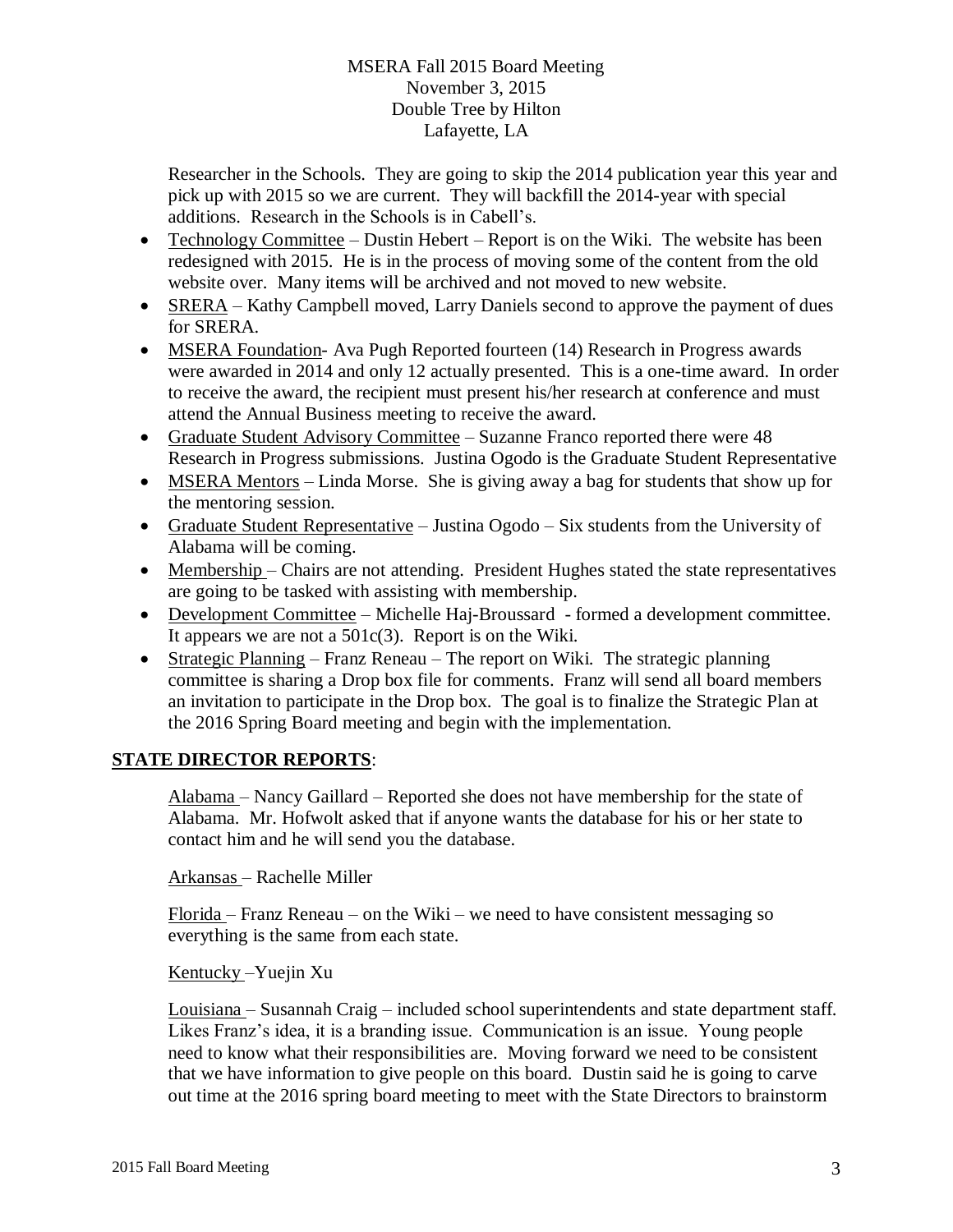Researcher in the Schools. They are going to skip the 2014 publication year this year and pick up with 2015 so we are current. They will backfill the 2014-year with special additions. Research in the Schools is in Cabell's.

- Technology Committee – Dustin Hebert – Report is on the Wiki. The website has been redesigned with 2015. He is in the process of moving some of the content from the old website over. Many items will be archived and not moved to new website.
- SRERA – Kathy Campbell moved, Larry Daniels second to approve the payment of dues for SRERA.
- MSERA Foundation- Ava Pugh Reported fourteen (14) Research in Progress awards were awarded in 2014 and only 12 actually presented. This is a one-time award. In order to receive the award, the recipient must present his/her research at conference and must attend the Annual Business meeting to receive the award.
- Graduate Student Advisory Committee – Suzanne Franco reported there were 48 Research in Progress submissions. Justina Ogodo is the Graduate Student Representative
- MSERA Mentors – Linda Morse. She is giving away a bag for students that show up for the mentoring session.
- Graduate Student Representative – Justina Ogodo – Six students from the University of Alabama will be coming.
- Membership – Chairs are not attending. President Hughes stated the state representatives are going to be tasked with assisting with membership.
- Development Committee – Michelle Haj-Broussard - formed a development committee. It appears we are not a 501c(3). Report is on the Wiki.
- Strategic Planning – Franz Reneau – The report on Wiki. The strategic planning committee is sharing a Drop box file for comments. Franz will send all board members an invitation to participate in the Drop box. The goal is to finalize the Strategic Plan at the 2016 Spring Board meeting and begin with the implementation.

## STATE DIRECTOR REPORTS:

Alabama – Nancy Gaillard – Reported she does not have membership for the state of Alabama. Mr. Hofwolt asked that if anyone wants the database for his or her state to contact him and he will send you the database.

Arkansas – Rachelle Miller

Florida – Franz Reneau – on the Wiki – we need to have consistent messaging so everything is the same from each state.

Kentucky –Yuejin Xu

Louisiana – Susannah Craig – included school superintendents and state department staff. Likes Franz's idea, it is a branding issue. Communication is an issue. Young people need to know what their responsibilities are. Moving forward we need to be consistent that we have information to give people on this board. Dustin said he is going to carve out time at the 2016 spring board meeting to meet with the State Directors to brainstorm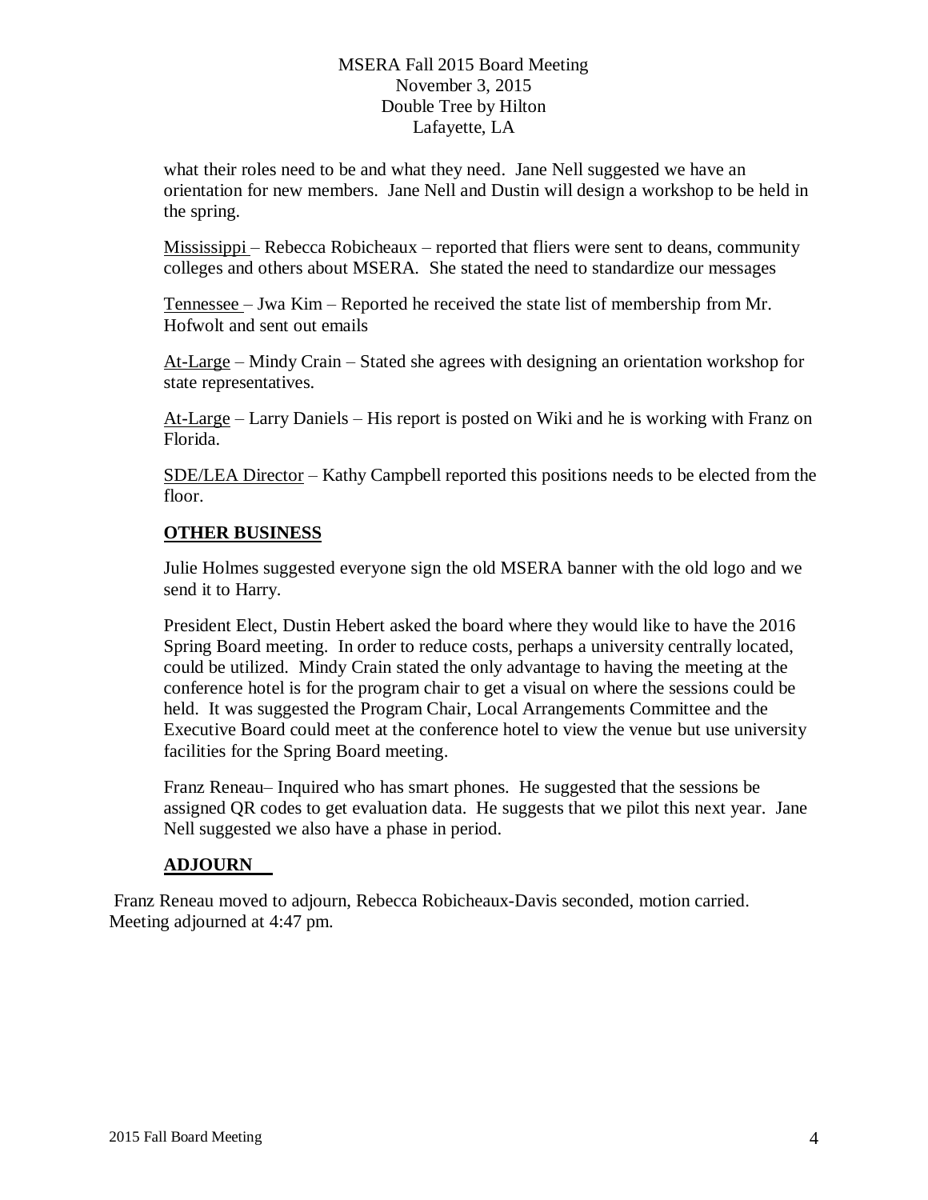what their roles need to be and what they need. Jane Nell suggested we have an orientation for new members. Jane Nell and Dustin will design a workshop to be held in the spring.

Mississippi – Rebecca Robicheaux – reported that fliers were sent to deans, community colleges and others about MSERA. She stated the need to standardize our messages

Tennessee – Jwa Kim – Reported he received the state list of membership from Mr. Hofwolt and sent out emails

At-Large – Mindy Crain – Stated she agrees with designing an orientation workshop for state representatives.

At-Large – Larry Daniels – His report is posted on Wiki and he is working with Franz on Florida.

SDE/LEA Director – Kathy Campbell reported this positions needs to be elected from the floor.

## OTHER BUSINESS

Julie Holmes suggested everyone sign the old MSERA banner with the old logo and we send it to Harry.

President Elect, Dustin Hebert asked the board where they would like to have the 2016 Spring Board meeting. In order to reduce costs, perhaps a university centrally located, could be utilized. Mindy Crain stated the only advantage to having the meeting at the conference hotel is for the program chair to get a visual on where the sessions could be held. It was suggested the Program Chair, Local Arrangements Committee and the Executive Board could meet at the conference hotel to view the venue but use university facilities for the Spring Board meeting.

Franz Reneau– Inquired who has smart phones. He suggested that the sessions be assigned QR codes to get evaluation data. He suggests that we pilot this next year. Jane Nell suggested we also have a phase in period.

## ADJOURN

Franz Reneau moved to adjourn, Rebecca Robicheaux-Davis seconded, motion carried. Meeting adjourned at 4:47 pm.